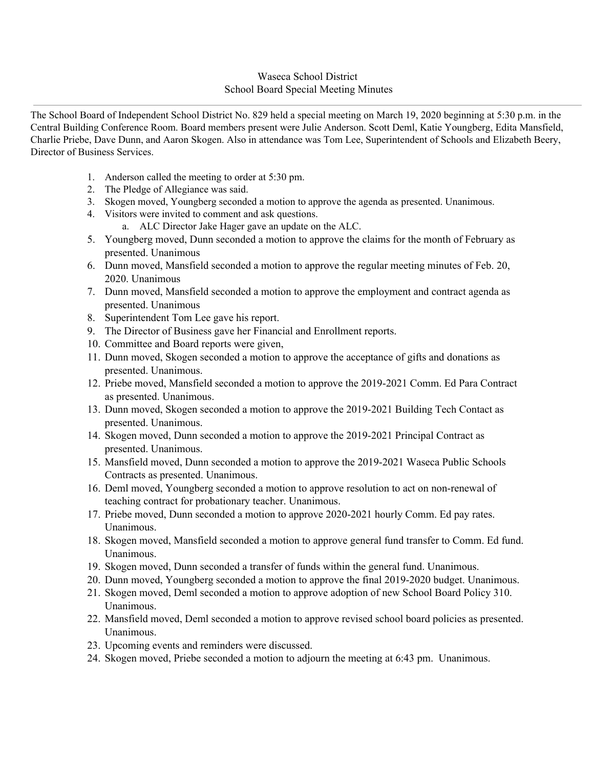# Waseca School District
## School Board Special Meeting Minutes

---

The School Board of Independent School District No. 829 held a special meeting on March 19, 2020 beginning at 5:30 p.m. in the Central Building Conference Room. Board members present were Julie Anderson. Scott Deml, Katie Youngberg, Edita Mansfield, Charlie Priebe, Dave Dunn, and Aaron Skogen. Also in attendance was Tom Lee, Superintendent of Schools and Elizabeth Beery, Director of Business Services.

1. Anderson called the meeting to order at 5:30 pm.
2. The Pledge of Allegiance was said.
3. Skogen moved, Youngberg seconded a motion to approve the agenda as presented. Unanimous.
4. Visitors were invited to comment and ask questions.
   a. ALC Director Jake Hager gave an update on the ALC.
5. Youngberg moved, Dunn seconded a motion to approve the claims for the month of February as presented. Unanimous
6. Dunn moved, Mansfield seconded a motion to approve the regular meeting minutes of Feb. 20, 2020. Unanimous
7. Dunn moved, Mansfield seconded a motion to approve the employment and contract agenda as presented. Unanimous
8. Superintendent Tom Lee gave his report.
9. The Director of Business gave her Financial and Enrollment reports.
10. Committee and Board reports were given,
11. Dunn moved, Skogen seconded a motion to approve the acceptance of gifts and donations as presented. Unanimous.
12. Priebe moved, Mansfield seconded a motion to approve the 2019-2021 Comm. Ed Para Contract as presented. Unanimous.
13. Dunn moved, Skogen seconded a motion to approve the 2019-2021 Building Tech Contact as presented. Unanimous.
14. Skogen moved, Dunn seconded a motion to approve the 2019-2021 Principal Contract as presented. Unanimous.
15. Mansfield moved, Dunn seconded a motion to approve the 2019-2021 Waseca Public Schools Contracts as presented. Unanimous.
16. Deml moved, Youngberg seconded a motion to approve resolution to act on non-renewal of teaching contract for probationary teacher. Unanimous.
17. Priebe moved, Dunn seconded a motion to approve 2020-2021 hourly Comm. Ed pay rates. Unanimous.
18. Skogen moved, Mansfield seconded a motion to approve general fund transfer to Comm. Ed fund. Unanimous.
19. Skogen moved, Dunn seconded a transfer of funds within the general fund. Unanimous.
20. Dunn moved, Youngberg seconded a motion to approve the final 2019-2020 budget. Unanimous.
21. Skogen moved, Deml seconded a motion to approve adoption of new School Board Policy 310. Unanimous.
22. Mansfield moved, Deml seconded a motion to approve revised school board policies as presented. Unanimous.
23. Upcoming events and reminders were discussed.
24. Skogen moved, Priebe seconded a motion to adjourn the meeting at 6:43 pm. Unanimous.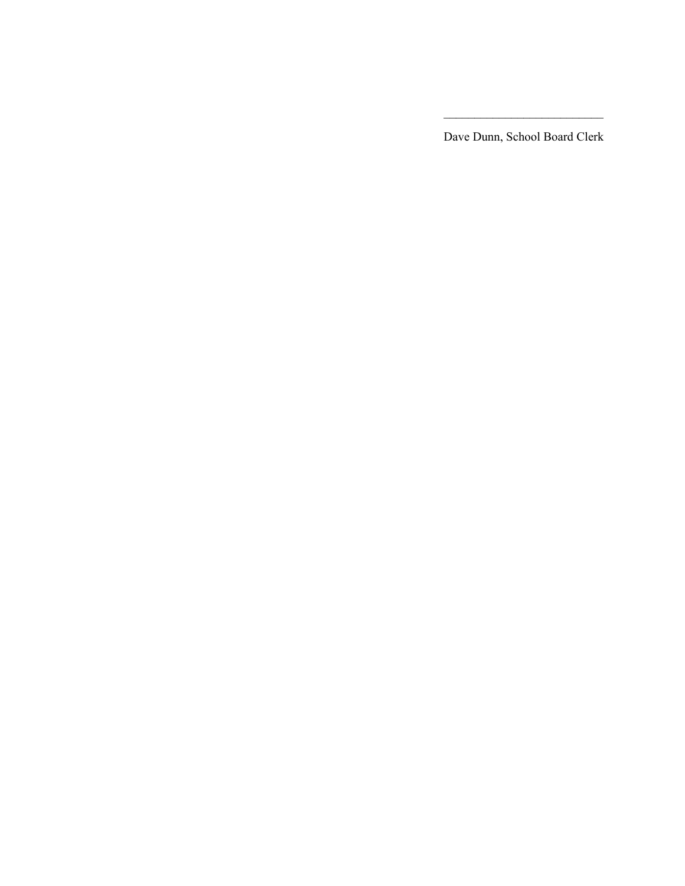\_\_\_\_\_\_\_\_\_\_\_\_\_\_\_\_\_\_\_\_\_\_\_\_\_\_\_

Dave Dunn, School Board Clerk